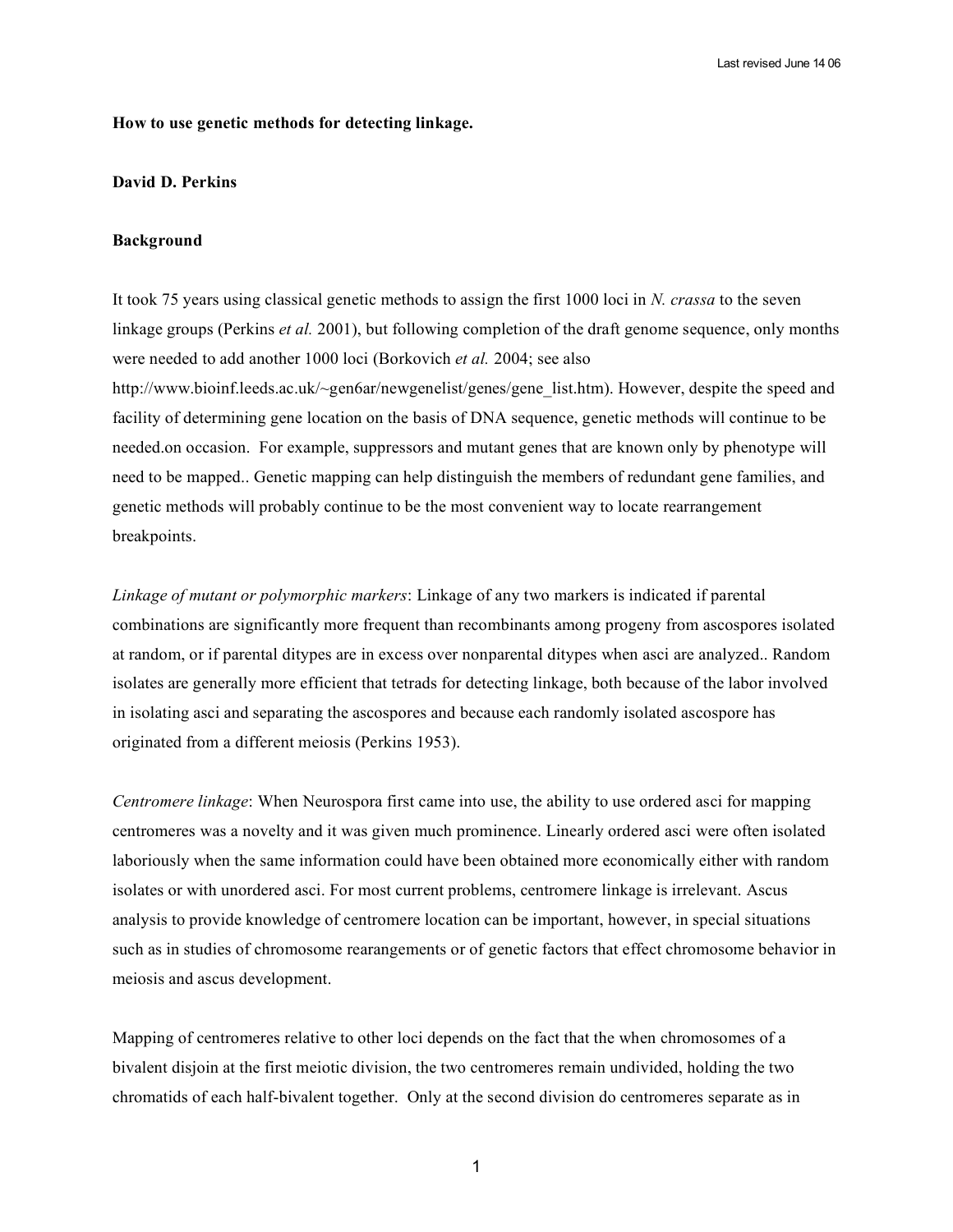**How to use genetic methods for detecting linkage.**

**David D. Perkins**

**Background**

It took 75 years using classical genetic methods to assign the first 1000 loci in *N. crassa* to the seven linkage groups (Perkins *et al.* 2001), but following completion of the draft genome sequence, only months were needed to add another 1000 loci (Borkovich *et al.* 2004; see also http://www.bioinf.leeds.ac.uk/~gen6ar/newgenelist/genes/gene_list.htm). However, despite the speed and facility of determining gene location on the basis of DNA sequence, genetic methods will continue to be needed.on occasion. For example, suppressors and mutant genes that are known only by phenotype will need to be mapped.. Genetic mapping can help distinguish the members of redundant gene families, and genetic methods will probably continue to be the most convenient way to locate rearrangement breakpoints.

*Linkage of mutant or polymorphic markers*: Linkage of any two markers is indicated if parental combinations are significantly more frequent than recombinants among progeny from ascospores isolated at random, or if parental ditypes are in excess over nonparental ditypes when asci are analyzed.. Random isolates are generally more efficient that tetrads for detecting linkage, both because of the labor involved in isolating asci and separating the ascospores and because each randomly isolated ascospore has originated from a different meiosis (Perkins 1953).

*Centromere linkage*: When Neurospora first came into use, the ability to use ordered asci for mapping centromeres was a novelty and it was given much prominence. Linearly ordered asci were often isolated laboriously when the same information could have been obtained more economically either with random isolates or with unordered asci. For most current problems, centromere linkage is irrelevant. Ascus analysis to provide knowledge of centromere location can be important, however, in special situations such as in studies of chromosome rearangements or of genetic factors that effect chromosome behavior in meiosis and ascus development.

Mapping of centromeres relative to other loci depends on the fact that the when chromosomes of a bivalent disjoin at the first meiotic division, the two centromeres remain undivided, holding the two chromatids of each half-bivalent together. Only at the second division do centromeres separate as in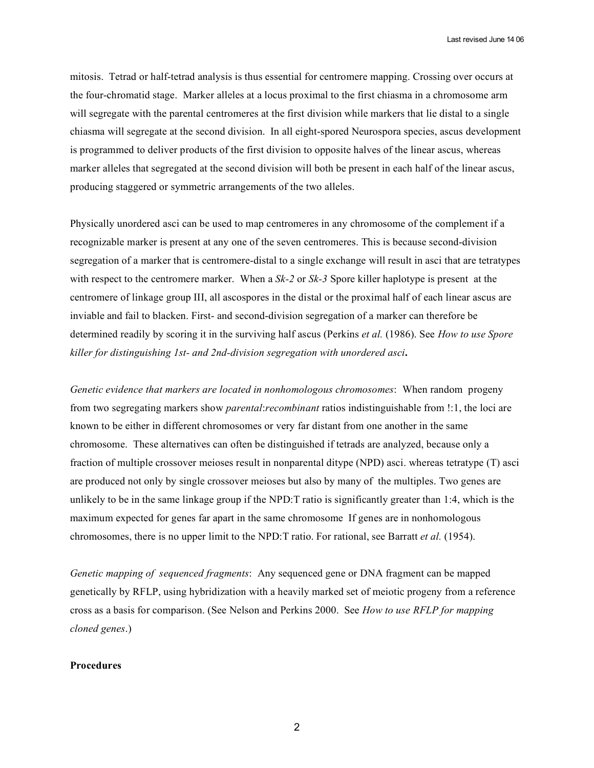mitosis. Tetrad or half-tetrad analysis is thus essential for centromere mapping. Crossing over occurs at the four-chromatid stage. Marker alleles at a locus proximal to the first chiasma in a chromosome arm will segregate with the parental centromeres at the first division while markers that lie distal to a single chiasma will segregate at the second division. In all eight-spored Neurospora species, ascus development is programmed to deliver products of the first division to opposite halves of the linear ascus, whereas marker alleles that segregated at the second division will both be present in each half of the linear ascus, producing staggered or symmetric arrangements of the two alleles.

Physically unordered asci can be used to map centromeres in any chromosome of the complement if a recognizable marker is present at any one of the seven centromeres. This is because second-division segregation of a marker that is centromere-distal to a single exchange will result in asci that are tetratypes with respect to the centromere marker. When a *Sk-2* or *Sk-3* Spore killer haplotype is present at the centromere of linkage group III, all ascospores in the distal or the proximal half of each linear ascus are inviable and fail to blacken. First- and second-division segregation of a marker can therefore be determined readily by scoring it in the surviving half ascus (Perkins *et al.* (1986). See *How to use Spore killer for distinguishing 1st- and 2nd-division segregation with unordered asci***.**

*Genetic evidence that markers are located in nonhomologous chromosomes*: When random progeny from two segregating markers show *parental*:*recombinant* ratios indistinguishable from !:1, the loci are known to be either in different chromosomes or very far distant from one another in the same chromosome. These alternatives can often be distinguished if tetrads are analyzed, because only a fraction of multiple crossover meioses result in nonparental ditype (NPD) asci. whereas tetratype (T) asci are produced not only by single crossover meioses but also by many of the multiples. Two genes are unlikely to be in the same linkage group if the NPD:T ratio is significantly greater than 1:4, which is the maximum expected for genes far apart in the same chromosome If genes are in nonhomologous chromosomes, there is no upper limit to the NPD:T ratio. For rational, see Barratt *et al.* (1954).

*Genetic mapping of sequenced fragments*: Any sequenced gene or DNA fragment can be mapped genetically by RFLP, using hybridization with a heavily marked set of meiotic progeny from a reference cross as a basis for comparison. (See Nelson and Perkins 2000. See *How to use RFLP for mapping cloned genes*.)

**Procedures**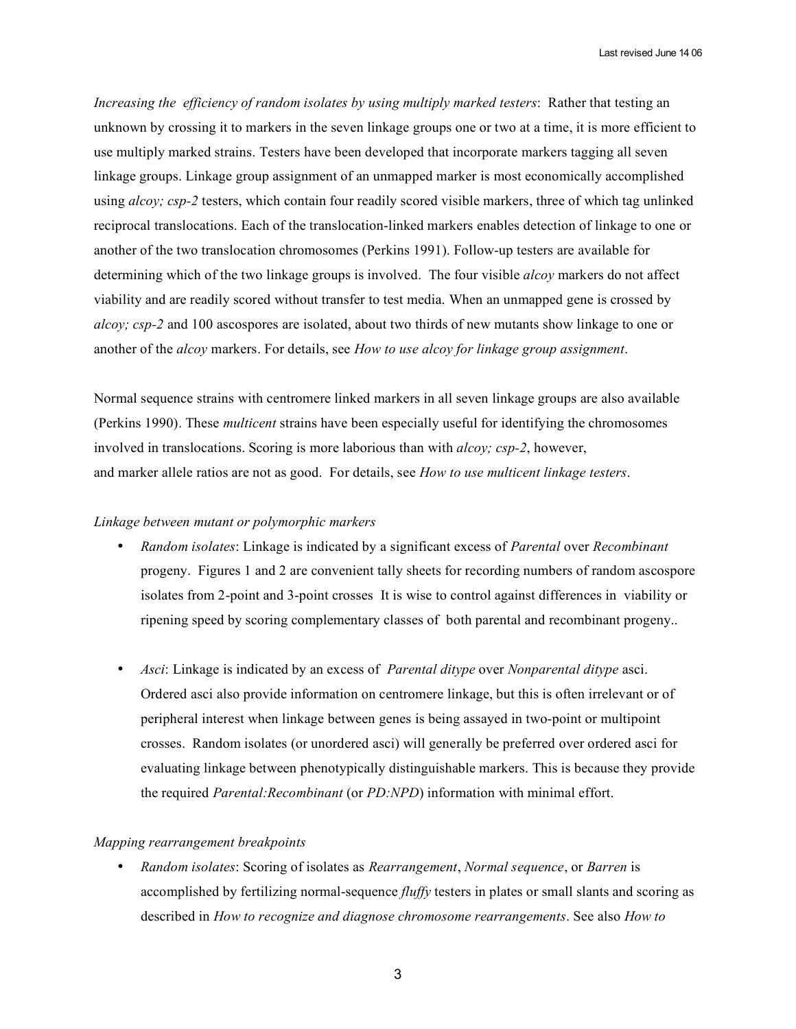*Increasing the efficiency of random isolates by using multiply marked testers*: Rather that testing an unknown by crossing it to markers in the seven linkage groups one or two at a time, it is more efficient to use multiply marked strains. Testers have been developed that incorporate markers tagging all seven linkage groups. Linkage group assignment of an unmapped marker is most economically accomplished using *alcoy; csp-2* testers, which contain four readily scored visible markers, three of which tag unlinked reciprocal translocations. Each of the translocation-linked markers enables detection of linkage to one or another of the two translocation chromosomes (Perkins 1991). Follow-up testers are available for determining which of the two linkage groups is involved. The four visible *alcoy* markers do not affect viability and are readily scored without transfer to test media. When an unmapped gene is crossed by *alcoy; csp-2* and 100 ascospores are isolated, about two thirds of new mutants show linkage to one or another of the *alcoy* markers. For details, see *How to use alcoy for linkage group assignment*.

Normal sequence strains with centromere linked markers in all seven linkage groups are also available (Perkins 1990). These *multicent* strains have been especially useful for identifying the chromosomes involved in translocations. Scoring is more laborious than with *alcoy; csp-2*, however, and marker allele ratios are not as good. For details, see *How to use multicent linkage testers*.

*Linkage between mutant or polymorphic markers*

- *Random isolates*: Linkage is indicated by a significant excess of *Parental* over *Recombinant* progeny. Figures 1 and 2 are convenient tally sheets for recording numbers of random ascospore isolates from 2-point and 3-point crosses It is wise to control against differences in viability or ripening speed by scoring complementary classes of both parental and recombinant progeny..

- *Asci*: Linkage is indicated by an excess of *Parental ditype* over *Nonparental ditype* asci. Ordered asci also provide information on centromere linkage, but this is often irrelevant or of peripheral interest when linkage between genes is being assayed in two-point or multipoint crosses. Random isolates (or unordered asci) will generally be preferred over ordered asci for evaluating linkage between phenotypically distinguishable markers. This is because they provide the required *Parental:Recombinant* (or *PD:NPD*) information with minimal effort.

*Mapping rearrangement breakpoints*

- *Random isolates*: Scoring of isolates as *Rearrangement*, *Normal sequence*, or *Barren* is accomplished by fertilizing normal-sequence *fluffy* testers in plates or small slants and scoring as described in *How to recognize and diagnose chromosome rearrangements*. See also *How to*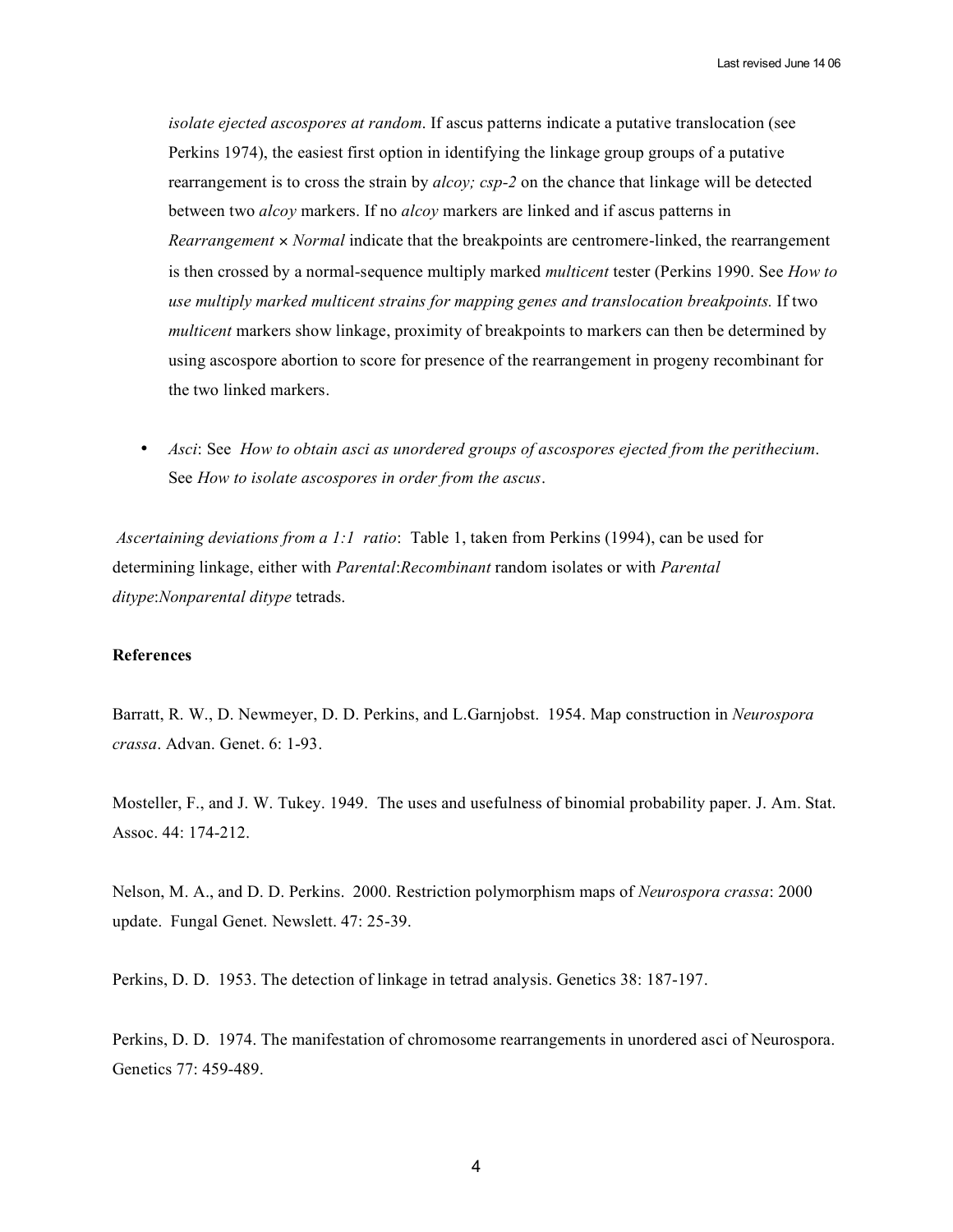*isolate ejected ascospores at random*. If ascus patterns indicate a putative translocation (see Perkins 1974), the easiest first option in identifying the linkage group groups of a putative rearrangement is to cross the strain by *alcoy; csp-2* on the chance that linkage will be detected between two *alcoy* markers. If no *alcoy* markers are linked and if ascus patterns in *Rearrangement* × *Normal* indicate that the breakpoints are centromere-linked, the rearrangement is then crossed by a normal-sequence multiply marked *multicent* tester (Perkins 1990. See *How to use multiply marked multicent strains for mapping genes and translocation breakpoints.* If two *multicent* markers show linkage, proximity of breakpoints to markers can then be determined by using ascospore abortion to score for presence of the rearrangement in progeny recombinant for the two linked markers.

- *Asci*: See *How to obtain asci as unordered groups of ascospores ejected from the perithecium*. See *How to isolate ascospores in order from the ascus*.

*Ascertaining deviations from a 1:1 ratio*: Table 1, taken from Perkins (1994), can be used for determining linkage, either with *Parental*:*Recombinant* random isolates or with *Parental ditype*:*Nonparental ditype* tetrads.

**References**

Barratt, R. W., D. Newmeyer, D. D. Perkins, and L.Garnjobst. 1954. Map construction in *Neurospora crassa*. Advan. Genet. 6: 1-93.

Mosteller, F., and J. W. Tukey. 1949. The uses and usefulness of binomial probability paper. J. Am. Stat. Assoc. 44: 174-212.

Nelson, M. A., and D. D. Perkins. 2000. Restriction polymorphism maps of *Neurospora crassa*: 2000 update. Fungal Genet. Newslett. 47: 25-39.

Perkins, D. D. 1953. The detection of linkage in tetrad analysis. Genetics 38: 187-197.

Perkins, D. D. 1974. The manifestation of chromosome rearrangements in unordered asci of Neurospora. Genetics 77: 459-489.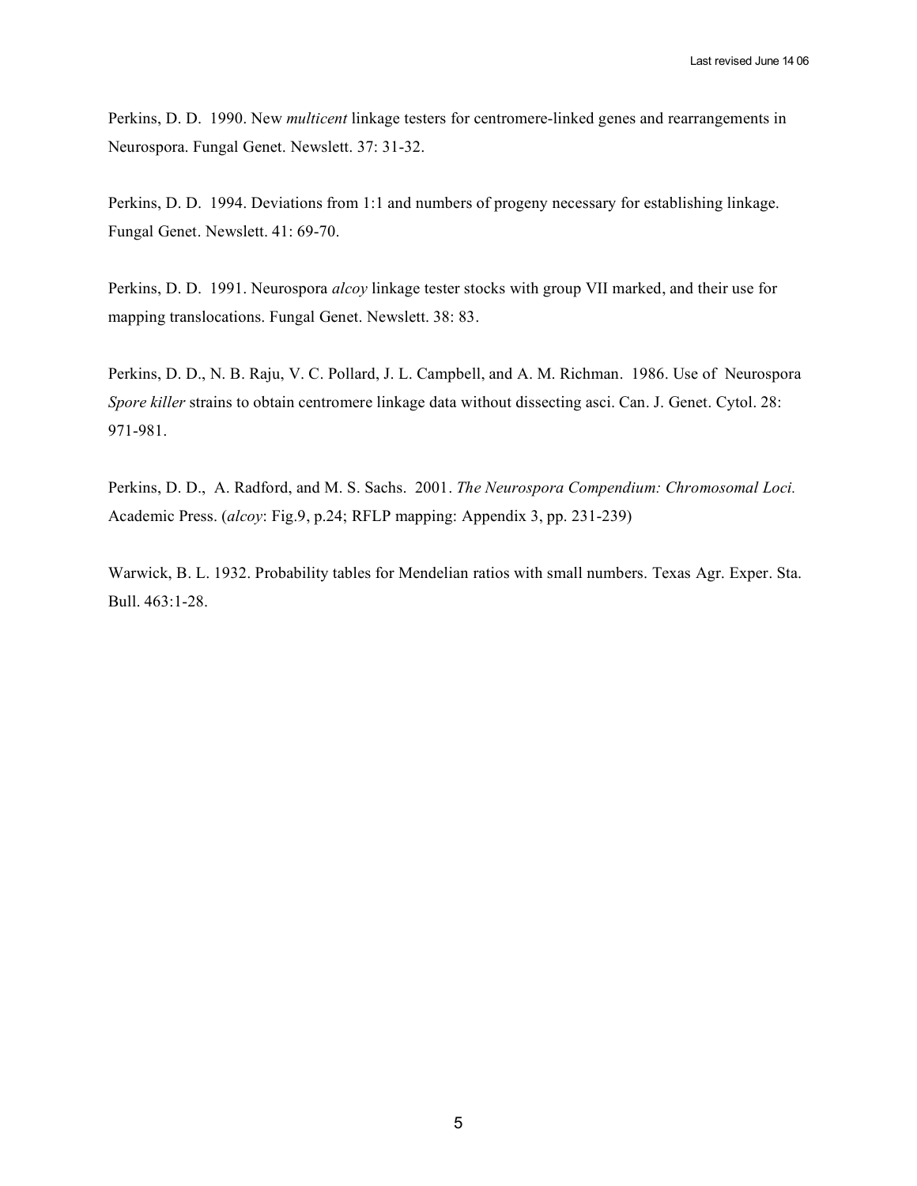Perkins, D. D. 1990. New *multicent* linkage testers for centromere-linked genes and rearrangements in Neurospora. Fungal Genet. Newslett. 37: 31-32.

Perkins, D. D. 1994. Deviations from 1:1 and numbers of progeny necessary for establishing linkage. Fungal Genet. Newslett. 41: 69-70.

Perkins, D. D. 1991. Neurospora *alcoy* linkage tester stocks with group VII marked, and their use for mapping translocations. Fungal Genet. Newslett. 38: 83.

Perkins, D. D., N. B. Raju, V. C. Pollard, J. L. Campbell, and A. M. Richman. 1986. Use of Neurospora *Spore killer* strains to obtain centromere linkage data without dissecting asci. Can. J. Genet. Cytol. 28: 971-981.

Perkins, D. D., A. Radford, and M. S. Sachs. 2001. *The Neurospora Compendium: Chromosomal Loci.* Academic Press. (*alcoy*: Fig.9, p.24; RFLP mapping: Appendix 3, pp. 231-239)

Warwick, B. L. 1932. Probability tables for Mendelian ratios with small numbers. Texas Agr. Exper. Sta. Bull. 463:1-28.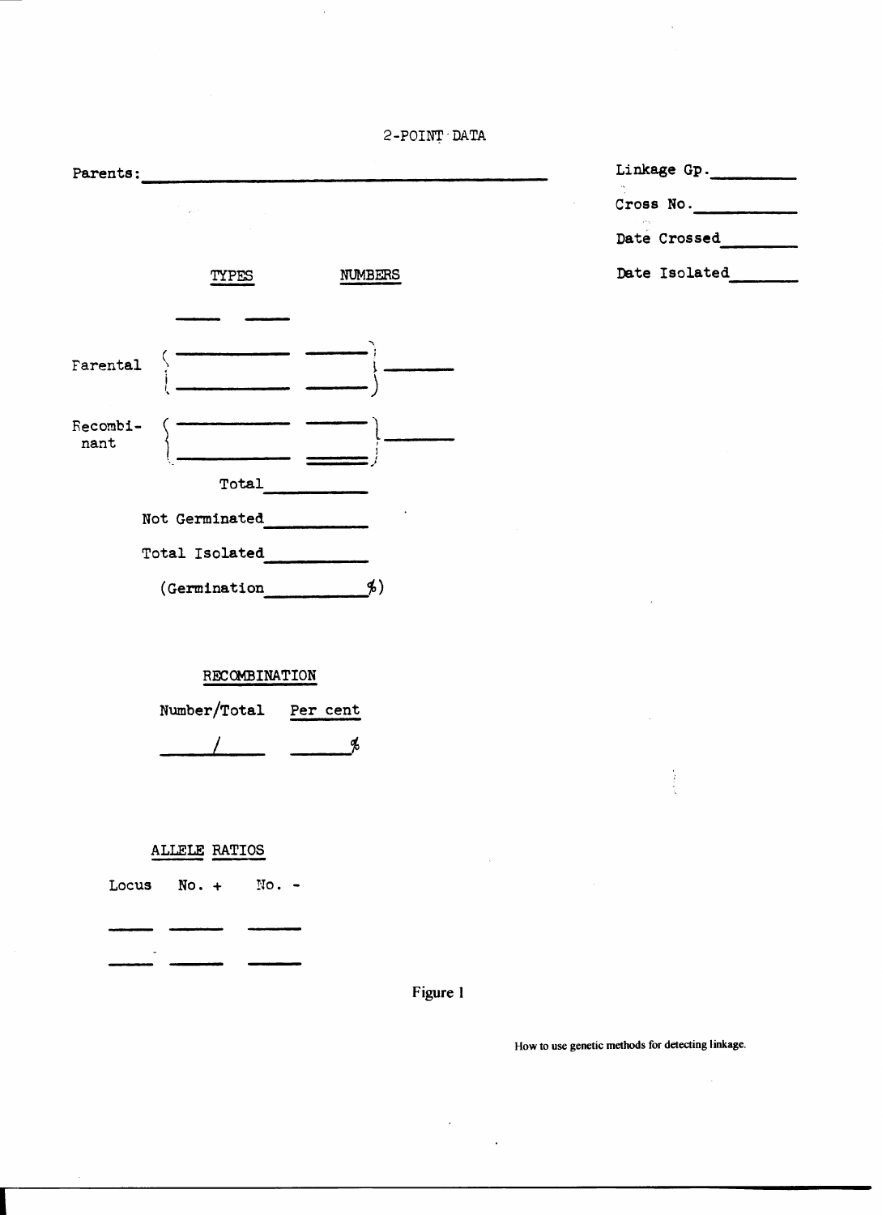## 2-POINT DATA

Parents: ______________________________

Linkage Gp. ________

Cross No. ________

Date Crossed ________

Date Isolated ________

| | TYPES | | NUMBERS | |
|---|---|---|---|---|
| | ____ | ____ | | |
| Farental | ________ | | ____ | ____ |
| | ________ | | ____ | |
| Recombi-nant | ________ | | ____ | ____ |
| | ________ | | ____ | |

Total ________

Not Germinated ________

Total Isolated ________

(Germination ________%)

### RECOMBINATION

| Number/Total | Per cent |
|---|---|
| ____/____ | ____% |

### ALLELE RATIOS

| Locus | No. + | No. - |
|---|---|---|
| ____ | ____ | ____ |
| ____ | ____ | ____ |

Figure 1

How to use genetic methods for detecting linkage.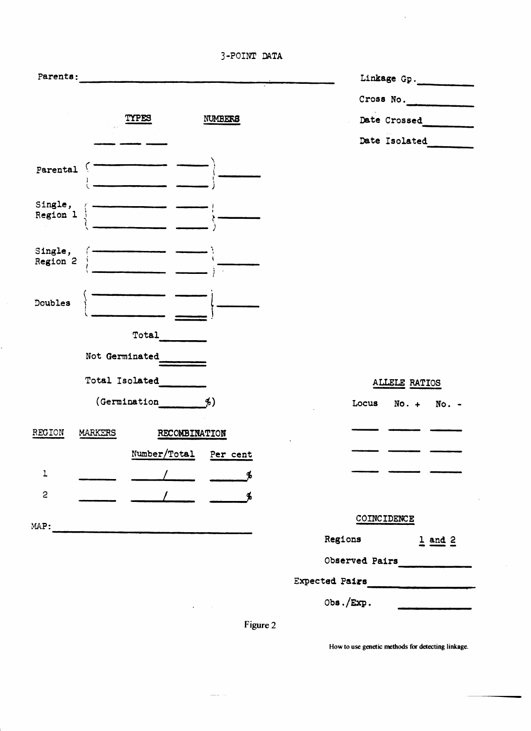# 3-POINT DATA

Parents: ______________________________

Linkage Gp. ________

Cross No. ________

Date Crossed ________

Date Isolated ________

| | TYPES | NUMBERS | |
|---|---|---|---|
| | ___ ___ ___ | | |
| Parental | ________ | ____ | ____ |
| | ________ | ____ | |
| Single, Region 1 | ________ | ____ | ____ |
| | ________ | ____ | |
| Single, Region 2 | ________ | ____ | ____ |
| | ________ | ____ | |
| Doubles | ________ | ____ | ____ |
| | ________ | ____ | |

Total ________

Not Germinated ________

Total Isolated ________

(Germination ______%)

**ALLELE RATIOS**

| Locus | No. + | No. - |
|---|---|---|
| ____ | ____ | ____ |
| ____ | ____ | ____ |
| ____ | ____ | ____ |

**RECOMBINATION**

| REGION | MARKERS | Number/Total | Per cent |
|---|---|---|---|
| 1 | ______ | ____/____ | ______% |
| 2 | ______ | ____/____ | ______% |

MAP: ______________________________

**COINCIDENCE**

Regions 1 and 2

Observed Pairs ________

Expected Pairs ________

Obs./Exp. ________

Figure 2

How to use genetic methods for detecting linkage.